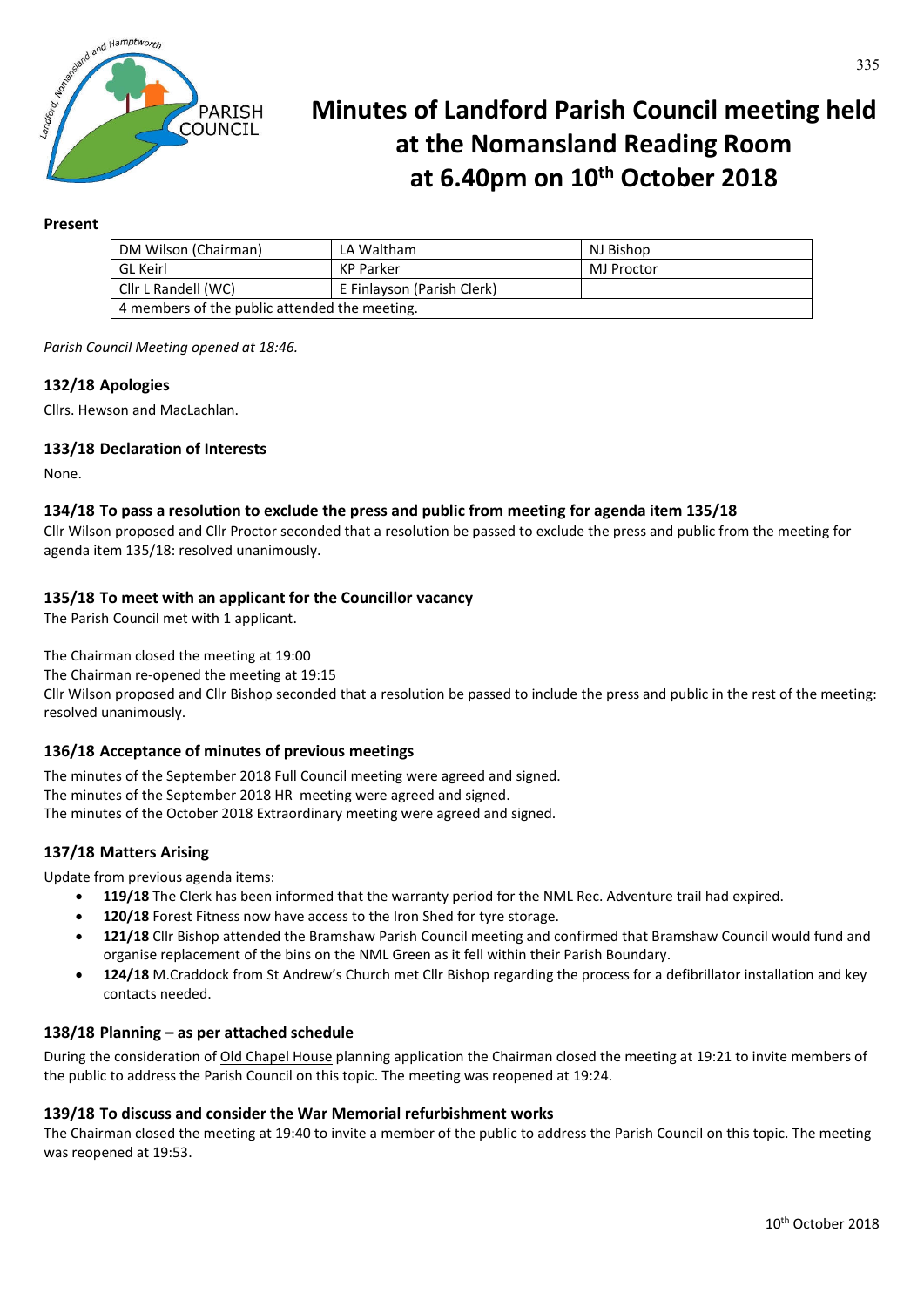# Minutes of Landford Parish Council meeting held at the Nomansland Reading Room at 6.40pm on 10th October 2018

**Present**

| DM Wilson (Chairman) | LA Waltham | NJ Bishop |
|---|---|---|
| GL Keirl | KP Parker | MJ Proctor |
| Cllr L Randell (WC) | E Finlayson (Parish Clerk) | |
| 4 members of the public attended the meeting. | | |

*Parish Council Meeting opened at 18:46.*

### 132/18 Apologies

Cllrs. Hewson and MacLachlan.

### 133/18 Declaration of Interests

None.

### 134/18 To pass a resolution to exclude the press and public from meeting for agenda item 135/18

Cllr Wilson proposed and Cllr Proctor seconded that a resolution be passed to exclude the press and public from the meeting for agenda item 135/18: resolved unanimously.

### 135/18 To meet with an applicant for the Councillor vacancy

The Parish Council met with 1 applicant.

The Chairman closed the meeting at 19:00
The Chairman re-opened the meeting at 19:15
Cllr Wilson proposed and Cllr Bishop seconded that a resolution be passed to include the press and public in the rest of the meeting: resolved unanimously.

### 136/18 Acceptance of minutes of previous meetings

The minutes of the September 2018 Full Council meeting were agreed and signed.
The minutes of the September 2018 HR meeting were agreed and signed.
The minutes of the October 2018 Extraordinary meeting were agreed and signed.

### 137/18 Matters Arising

Update from previous agenda items:

- **119/18** The Clerk has been informed that the warranty period for the NML Rec. Adventure trail had expired.
- **120/18** Forest Fitness now have access to the Iron Shed for tyre storage.
- **121/18** Cllr Bishop attended the Bramshaw Parish Council meeting and confirmed that Bramshaw Council would fund and organise replacement of the bins on the NML Green as it fell within their Parish Boundary.
- **124/18** M.Craddock from St Andrew's Church met Cllr Bishop regarding the process for a defibrillator installation and key contacts needed.

### 138/18 Planning – as per attached schedule

During the consideration of Old Chapel House planning application the Chairman closed the meeting at 19:21 to invite members of the public to address the Parish Council on this topic. The meeting was reopened at 19:24.

### 139/18 To discuss and consider the War Memorial refurbishment works

The Chairman closed the meeting at 19:40 to invite a member of the public to address the Parish Council on this topic. The meeting was reopened at 19:53.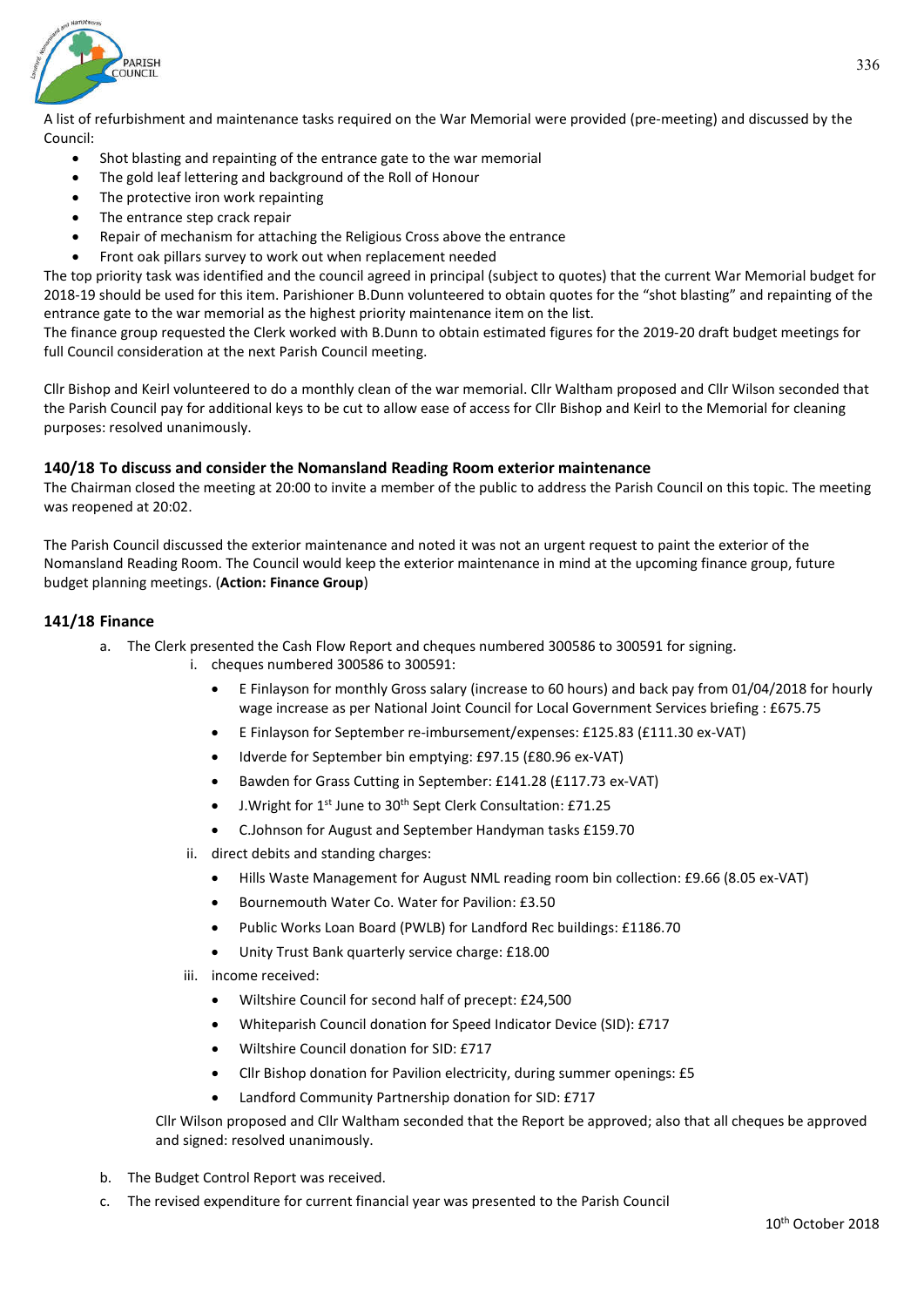A list of refurbishment and maintenance tasks required on the War Memorial were provided (pre-meeting) and discussed by the Council:

- Shot blasting and repainting of the entrance gate to the war memorial
- The gold leaf lettering and background of the Roll of Honour
- The protective iron work repainting
- The entrance step crack repair
- Repair of mechanism for attaching the Religious Cross above the entrance
- Front oak pillars survey to work out when replacement needed

The top priority task was identified and the council agreed in principal (subject to quotes) that the current War Memorial budget for 2018-19 should be used for this item. Parishioner B.Dunn volunteered to obtain quotes for the "shot blasting" and repainting of the entrance gate to the war memorial as the highest priority maintenance item on the list.

The finance group requested the Clerk worked with B.Dunn to obtain estimated figures for the 2019-20 draft budget meetings for full Council consideration at the next Parish Council meeting.

Cllr Bishop and Keirl volunteered to do a monthly clean of the war memorial. Cllr Waltham proposed and Cllr Wilson seconded that the Parish Council pay for additional keys to be cut to allow ease of access for Cllr Bishop and Keirl to the Memorial for cleaning purposes: resolved unanimously.

### 140/18 To discuss and consider the Nomansland Reading Room exterior maintenance

The Chairman closed the meeting at 20:00 to invite a member of the public to address the Parish Council on this topic. The meeting was reopened at 20:02.

The Parish Council discussed the exterior maintenance and noted it was not an urgent request to paint the exterior of the Nomansland Reading Room. The Council would keep the exterior maintenance in mind at the upcoming finance group, future budget planning meetings. (**Action: Finance Group**)

### 141/18 Finance

a. The Clerk presented the Cash Flow Report and cheques numbered 300586 to 300591 for signing.

   i. cheques numbered 300586 to 300591:

      - E Finlayson for monthly Gross salary (increase to 60 hours) and back pay from 01/04/2018 for hourly wage increase as per National Joint Council for Local Government Services briefing : £675.75
      - E Finlayson for September re-imbursement/expenses: £125.83 (£111.30 ex-VAT)
      - Idverde for September bin emptying: £97.15 (£80.96 ex-VAT)
      - Bawden for Grass Cutting in September: £141.28 (£117.73 ex-VAT)
      - J.Wright for 1st June to 30th Sept Clerk Consultation: £71.25
      - C.Johnson for August and September Handyman tasks £159.70

   ii. direct debits and standing charges:

      - Hills Waste Management for August NML reading room bin collection: £9.66 (8.05 ex-VAT)
      - Bournemouth Water Co. Water for Pavilion: £3.50
      - Public Works Loan Board (PWLB) for Landford Rec buildings: £1186.70
      - Unity Trust Bank quarterly service charge: £18.00

   iii. income received:

      - Wiltshire Council for second half of precept: £24,500
      - Whiteparish Council donation for Speed Indicator Device (SID): £717
      - Wiltshire Council donation for SID: £717
      - Cllr Bishop donation for Pavilion electricity, during summer openings: £5
      - Landford Community Partnership donation for SID: £717

   Cllr Wilson proposed and Cllr Waltham seconded that the Report be approved; also that all cheques be approved and signed: resolved unanimously.

b. The Budget Control Report was received.

c. The revised expenditure for current financial year was presented to the Parish Council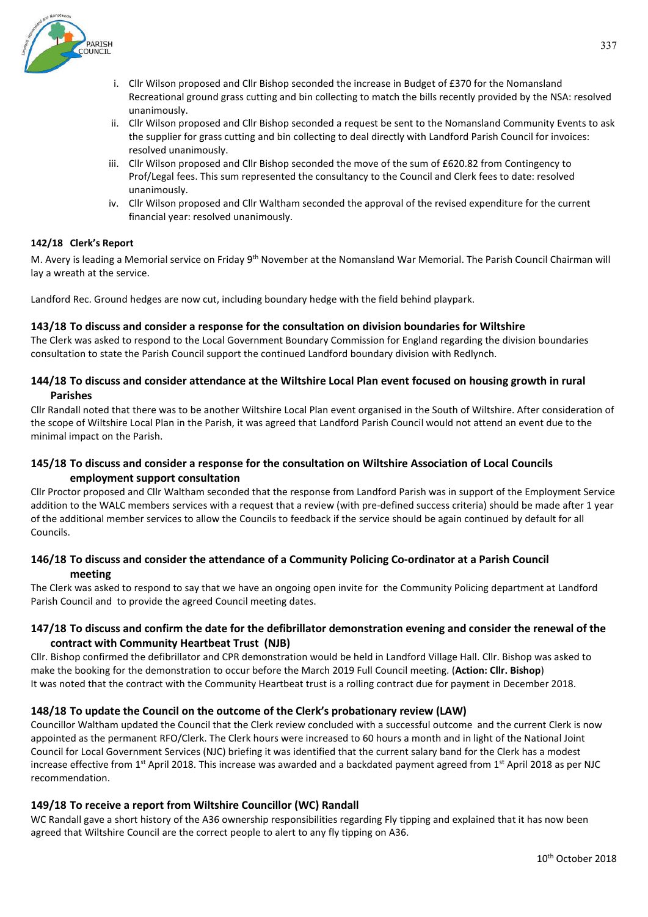i. Cllr Wilson proposed and Cllr Bishop seconded the increase in Budget of £370 for the Nomansland Recreational ground grass cutting and bin collecting to match the bills recently provided by the NSA: resolved unanimously.
ii. Cllr Wilson proposed and Cllr Bishop seconded a request be sent to the Nomansland Community Events to ask the supplier for grass cutting and bin collecting to deal directly with Landford Parish Council for invoices: resolved unanimously.
iii. Cllr Wilson proposed and Cllr Bishop seconded the move of the sum of £620.82 from Contingency to Prof/Legal fees. This sum represented the consultancy to the Council and Clerk fees to date: resolved unanimously.
iv. Cllr Wilson proposed and Cllr Waltham seconded the approval of the revised expenditure for the current financial year: resolved unanimously.

**142/18 Clerk's Report**

M. Avery is leading a Memorial service on Friday 9th November at the Nomansland War Memorial. The Parish Council Chairman will lay a wreath at the service.

Landford Rec. Ground hedges are now cut, including boundary hedge with the field behind playpark.

### 143/18 To discuss and consider a response for the consultation on division boundaries for Wiltshire

The Clerk was asked to respond to the Local Government Boundary Commission for England regarding the division boundaries consultation to state the Parish Council support the continued Landford boundary division with Redlynch.

### 144/18 To discuss and consider attendance at the Wiltshire Local Plan event focused on housing growth in rural Parishes

Cllr Randall noted that there was to be another Wiltshire Local Plan event organised in the South of Wiltshire. After consideration of the scope of Wiltshire Local Plan in the Parish, it was agreed that Landford Parish Council would not attend an event due to the minimal impact on the Parish.

### 145/18 To discuss and consider a response for the consultation on Wiltshire Association of Local Councils employment support consultation

Cllr Proctor proposed and Cllr Waltham seconded that the response from Landford Parish was in support of the Employment Service addition to the WALC members services with a request that a review (with pre-defined success criteria) should be made after 1 year of the additional member services to allow the Councils to feedback if the service should be again continued by default for all Councils.

### 146/18 To discuss and consider the attendance of a Community Policing Co-ordinator at a Parish Council meeting

The Clerk was asked to respond to say that we have an ongoing open invite for the Community Policing department at Landford Parish Council and to provide the agreed Council meeting dates.

### 147/18 To discuss and confirm the date for the defibrillator demonstration evening and consider the renewal of the contract with Community Heartbeat Trust (NJB)

Cllr. Bishop confirmed the defibrillator and CPR demonstration would be held in Landford Village Hall. Cllr. Bishop was asked to make the booking for the demonstration to occur before the March 2019 Full Council meeting. (**Action: Cllr. Bishop**)
It was noted that the contract with the Community Heartbeat trust is a rolling contract due for payment in December 2018.

### 148/18 To update the Council on the outcome of the Clerk's probationary review (LAW)

Councillor Waltham updated the Council that the Clerk review concluded with a successful outcome and the current Clerk is now appointed as the permanent RFO/Clerk. The Clerk hours were increased to 60 hours a month and in light of the National Joint Council for Local Government Services (NJC) briefing it was identified that the current salary band for the Clerk has a modest increase effective from 1st April 2018. This increase was awarded and a backdated payment agreed from 1st April 2018 as per NJC recommendation.

### 149/18 To receive a report from Wiltshire Councillor (WC) Randall

WC Randall gave a short history of the A36 ownership responsibilities regarding Fly tipping and explained that it has now been agreed that Wiltshire Council are the correct people to alert to any fly tipping on A36.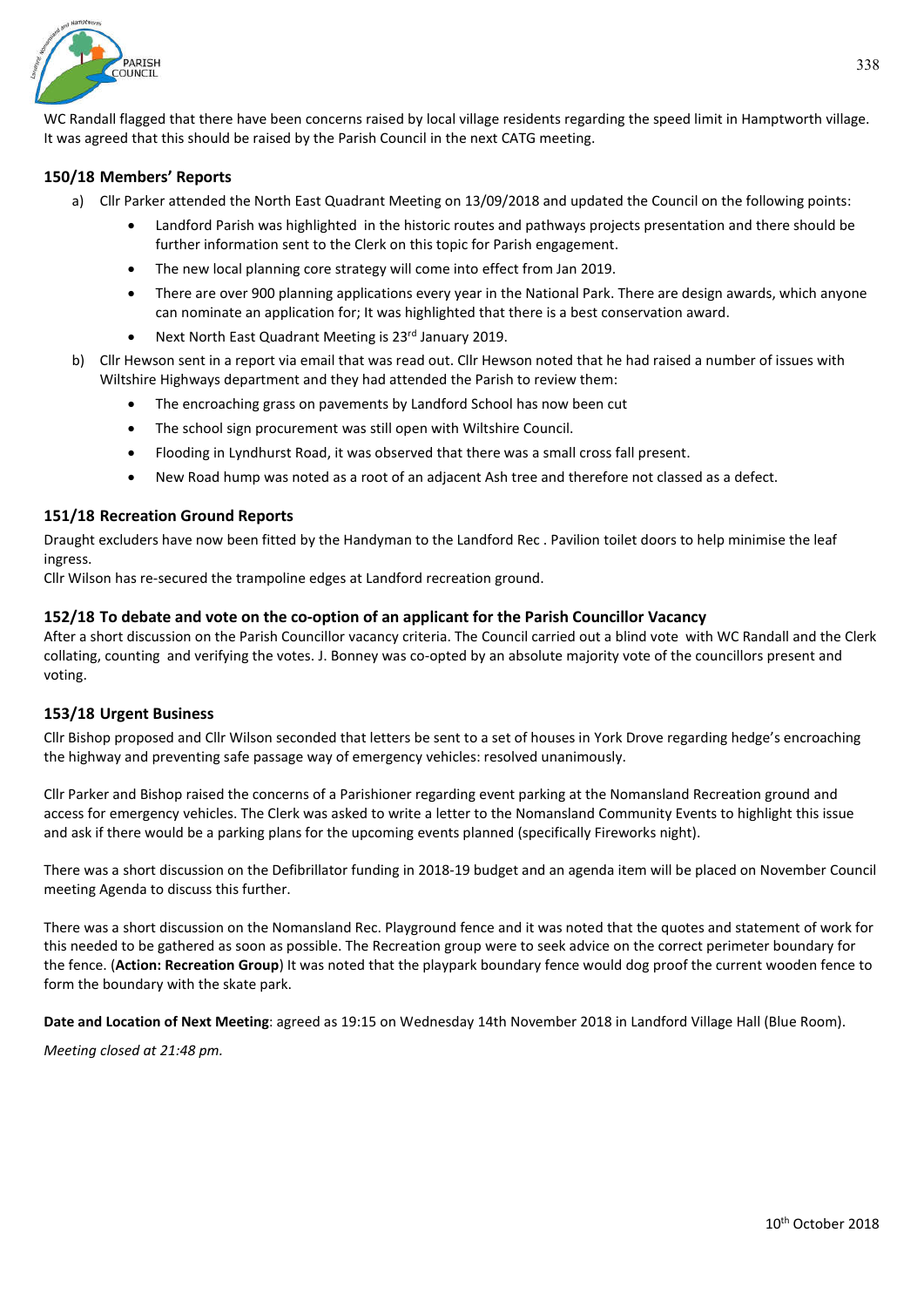WC Randall flagged that there have been concerns raised by local village residents regarding the speed limit in Hamptworth village. It was agreed that this should be raised by the Parish Council in the next CATG meeting.

### 150/18 Members' Reports

a) Cllr Parker attended the North East Quadrant Meeting on 13/09/2018 and updated the Council on the following points:

- Landford Parish was highlighted in the historic routes and pathways projects presentation and there should be further information sent to the Clerk on this topic for Parish engagement.
- The new local planning core strategy will come into effect from Jan 2019.
- There are over 900 planning applications every year in the National Park. There are design awards, which anyone can nominate an application for; It was highlighted that there is a best conservation award.
- Next North East Quadrant Meeting is 23rd January 2019.

b) Cllr Hewson sent in a report via email that was read out. Cllr Hewson noted that he had raised a number of issues with Wiltshire Highways department and they had attended the Parish to review them:

- The encroaching grass on pavements by Landford School has now been cut
- The school sign procurement was still open with Wiltshire Council.
- Flooding in Lyndhurst Road, it was observed that there was a small cross fall present.
- New Road hump was noted as a root of an adjacent Ash tree and therefore not classed as a defect.

### 151/18 Recreation Ground Reports

Draught excluders have now been fitted by the Handyman to the Landford Rec . Pavilion toilet doors to help minimise the leaf ingress.
Cllr Wilson has re-secured the trampoline edges at Landford recreation ground.

### 152/18 To debate and vote on the co-option of an applicant for the Parish Councillor Vacancy

After a short discussion on the Parish Councillor vacancy criteria. The Council carried out a blind vote with WC Randall and the Clerk collating, counting and verifying the votes. J. Bonney was co-opted by an absolute majority vote of the councillors present and voting.

### 153/18 Urgent Business

Cllr Bishop proposed and Cllr Wilson seconded that letters be sent to a set of houses in York Drove regarding hedge's encroaching the highway and preventing safe passage way of emergency vehicles: resolved unanimously.

Cllr Parker and Bishop raised the concerns of a Parishioner regarding event parking at the Nomansland Recreation ground and access for emergency vehicles. The Clerk was asked to write a letter to the Nomansland Community Events to highlight this issue and ask if there would be a parking plans for the upcoming events planned (specifically Fireworks night).

There was a short discussion on the Defibrillator funding in 2018-19 budget and an agenda item will be placed on November Council meeting Agenda to discuss this further.

There was a short discussion on the Nomansland Rec. Playground fence and it was noted that the quotes and statement of work for this needed to be gathered as soon as possible. The Recreation group were to seek advice on the correct perimeter boundary for the fence. (**Action: Recreation Group**) It was noted that the playpark boundary fence would dog proof the current wooden fence to form the boundary with the skate park.

**Date and Location of Next Meeting**: agreed as 19:15 on Wednesday 14th November 2018 in Landford Village Hall (Blue Room).

*Meeting closed at 21:48 pm.*